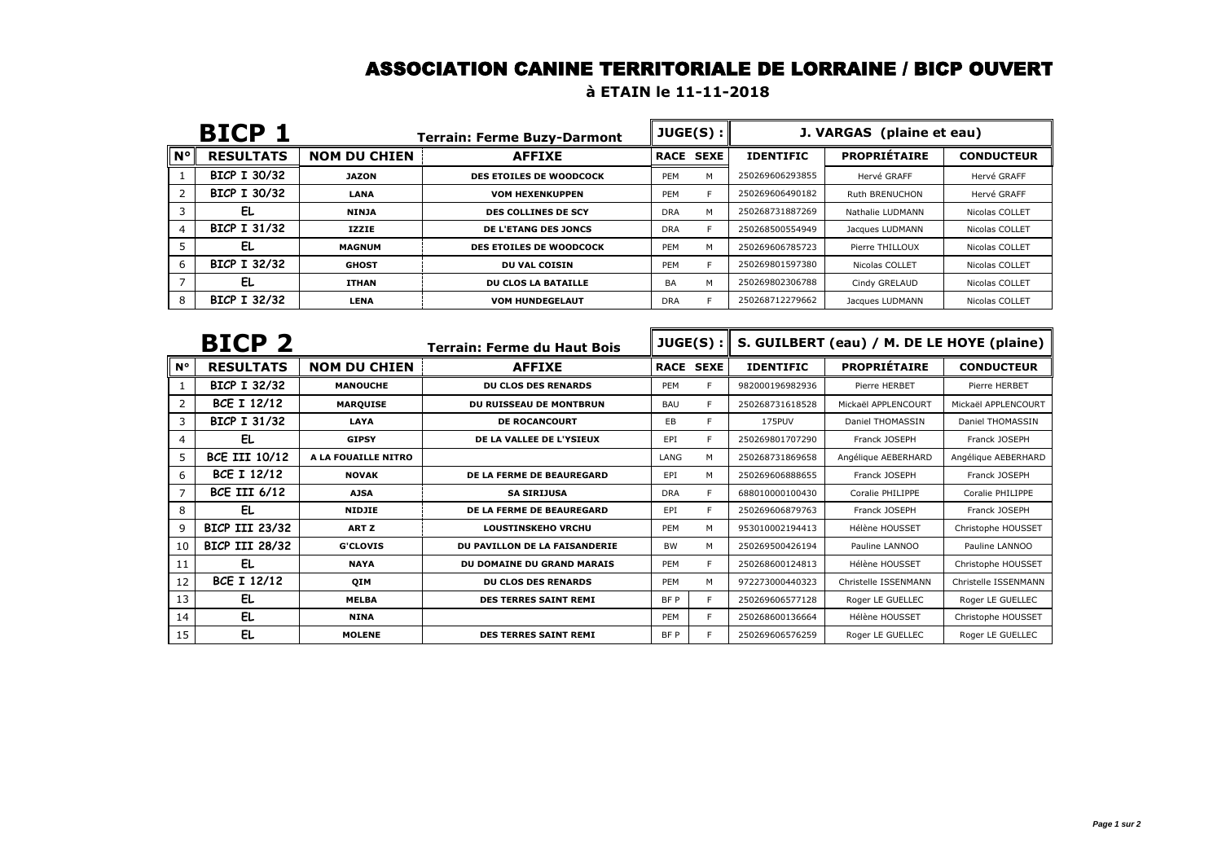# ASSOCIATION CANINE TERRITORIALE DE LORRAINE / BICP OUVERT

## à ETAIN le 11-11-2018

### BICP 1

Terrain: Ferme Buzy-Darmont — JUGE(S) : J. VARGAS (plaine et eau)

| N° | RESULTATS | NOM DU CHIEN | AFFIXE | RACE | SEXE | IDENTIFIC | PROPRIÉTAIRE | CONDUCTEUR |
|---|---|---|---|---|---|---|---|---|
| 1 | BICP I 30/32 | JAZON | DES ETOILES DE WOODCOCK | PEM | M | 250269606293855 | Hervé GRAFF | Hervé GRAFF |
| 2 | BICP I 30/32 | LANA | VOM HEXENKUPPEN | PEM | F | 250269606490182 | Ruth BRENUCHON | Hervé GRAFF |
| 3 | EL | NINJA | DES COLLINES DE SCY | DRA | M | 250268731887269 | Nathalie LUDMANN | Nicolas COLLET |
| 4 | BICP I 31/32 | IZZIE | DE L'ETANG DES JONCS | DRA | F | 250268500554949 | Jacques LUDMANN | Nicolas COLLET |
| 5 | EL | MAGNUM | DES ETOILES DE WOODCOCK | PEM | M | 250269606785723 | Pierre THILLOUX | Nicolas COLLET |
| 6 | BICP I 32/32 | GHOST | DU VAL COISIN | PEM | F | 250269801597380 | Nicolas COLLET | Nicolas COLLET |
| 7 | EL | ITHAN | DU CLOS LA BATAILLE | BA | M | 250269802306788 | Cindy GRELAUD | Nicolas COLLET |
| 8 | BICP I 32/32 | LENA | VOM HUNDEGELAUT | DRA | F | 250268712279662 | Jacques LUDMANN | Nicolas COLLET |

### BICP 2

Terrain: Ferme du Haut Bois — JUGE(S) : S. GUILBERT (eau) / M. DE LE HOYE (plaine)

| N° | RESULTATS | NOM DU CHIEN | AFFIXE | RACE | SEXE | IDENTIFIC | PROPRIÉTAIRE | CONDUCTEUR |
|---|---|---|---|---|---|---|---|---|
| 1 | BICP I 32/32 | MANOUCHE | DU CLOS DES RENARDS | PEM | F | 982000196982936 | Pierre HERBET | Pierre HERBET |
| 2 | BCE I 12/12 | MARQUISE | DU RUISSEAU DE MONTBRUN | BAU | F | 250268731618528 | Mickaël APPLENCOURT | Mickaël APPLENCOURT |
| 3 | BICP I 31/32 | LAYA | DE ROCANCOURT | EB | F | 175PUV | Daniel THOMASSIN | Daniel THOMASSIN |
| 4 | EL | GIPSY | DE LA VALLEE DE L'YSIEUX | EPI | F | 250269801707290 | Franck JOSEPH | Franck JOSEPH |
| 5 | BCE III 10/12 | A LA FOUAILLE NITRO | | LANG | M | 250268731869658 | Angélique AEBERHARD | Angélique AEBERHARD |
| 6 | BCE I 12/12 | NOVAK | DE LA FERME DE BEAUREGARD | EPI | M | 250269606888655 | Franck JOSEPH | Franck JOSEPH |
| 7 | BCE III 6/12 | AJSA | SA SIRIJUSA | DRA | F | 688010000100430 | Coralie PHILIPPE | Coralie PHILIPPE |
| 8 | EL | NIDJIE | DE LA FERME DE BEAUREGARD | EPI | F | 250269606879763 | Franck JOSEPH | Franck JOSEPH |
| 9 | BICP III 23/32 | ART Z | LOUSTINSKEHO VRCHU | PEM | M | 953010002194413 | Hélène HOUSSET | Christophe HOUSSET |
| 10 | BICP III 28/32 | G'CLOVIS | DU PAVILLON DE LA FAISANDERIE | BW | M | 250269500426194 | Pauline LANNOO | Pauline LANNOO |
| 11 | EL | NAYA | DU DOMAINE DU GRAND MARAIS | PEM | F | 250268600124813 | Hélène HOUSSET | Christophe HOUSSET |
| 12 | BCE I 12/12 | QIM | DU CLOS DES RENARDS | PEM | M | 972273000440323 | Christelle ISSENMANN | Christelle ISSENMANN |
| 13 | EL | MELBA | DES TERRES SAINT REMI | BF P | F | 250269606577128 | Roger LE GUELLEC | Roger LE GUELLEC |
| 14 | EL | NINA | | PEM | F | 250268600136664 | Hélène HOUSSET | Christophe HOUSSET |
| 15 | EL | MOLENE | DES TERRES SAINT REMI | BF P | F | 250269606576259 | Roger LE GUELLEC | Roger LE GUELLEC |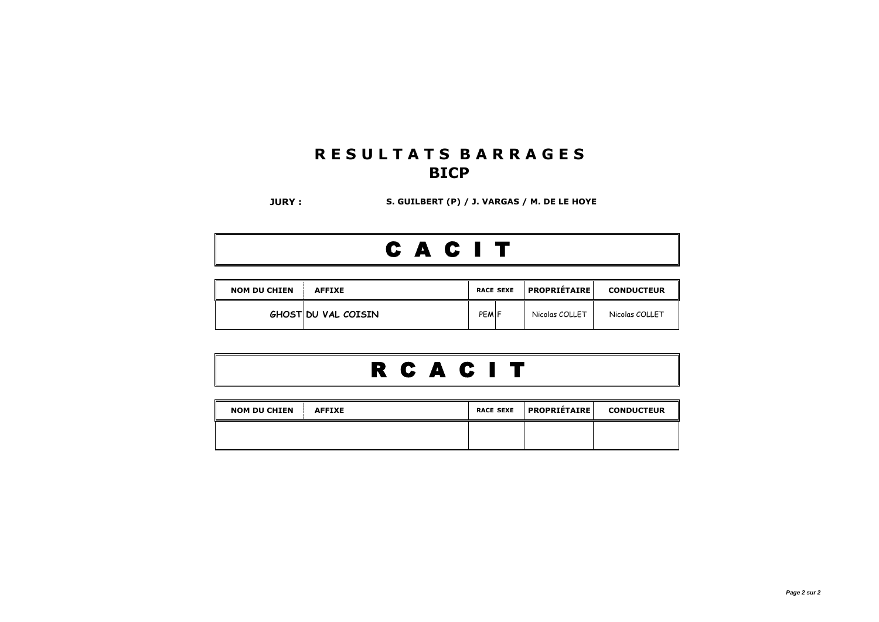# R E S U L T A T S  B A R R A G E S
## BICP

**JURY :** **S. GUILBERT (P) / J. VARGAS / M. DE LE HOYE**

## C A C I T

| NOM DU CHIEN | AFFIXE | RACE | SEXE | PROPRIÉTAIRE | CONDUCTEUR |
|---|---|---|---|---|---|
| GHOST | DU VAL COISIN | PEM | F | Nicolas COLLET | Nicolas COLLET |

## R C A C I T

| NOM DU CHIEN | AFFIXE | RACE | SEXE | PROPRIÉTAIRE | CONDUCTEUR |
|---|---|---|---|---|---|
| | | | | | |